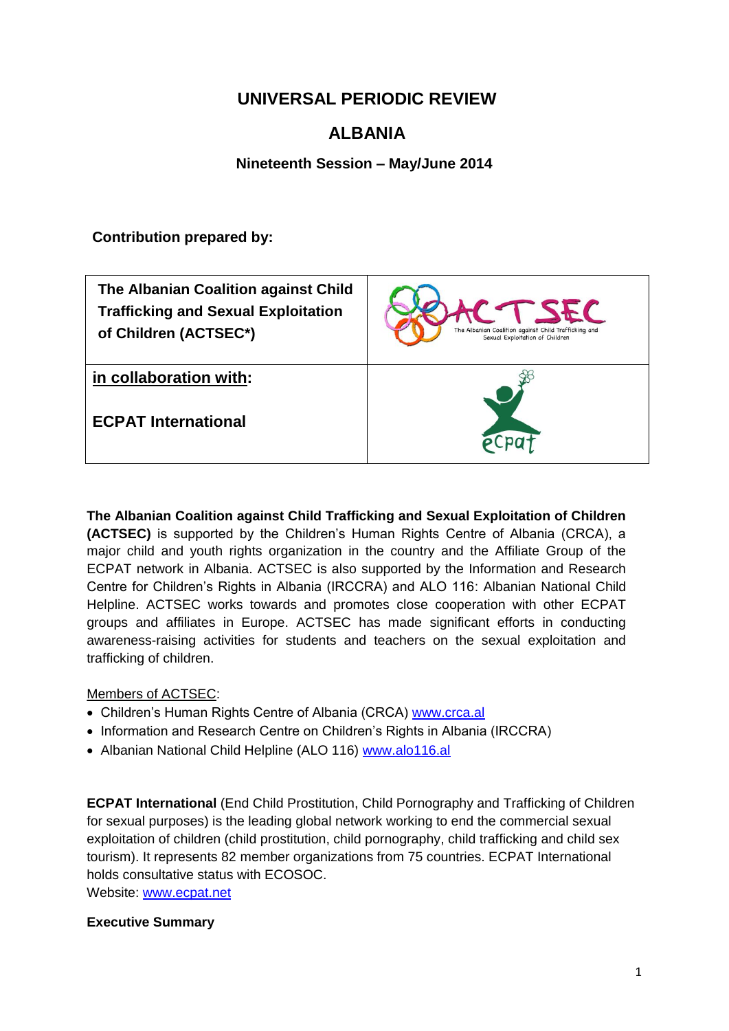# UNIVERSAL PERIODIC REVIEW

## ALBANIA

### Nineteenth Session – May/June 2014

**Contribution prepared by:**

| **The Albanian Coalition against Child Trafficking and Sexual Exploitation of Children (ACTSEC*)** | |
| --- | --- |
| **in collaboration with:** **ECPAT International** | |

**The Albanian Coalition against Child Trafficking and Sexual Exploitation of Children (ACTSEC)** is supported by the Children's Human Rights Centre of Albania (CRCA), a major child and youth rights organization in the country and the Affiliate Group of the ECPAT network in Albania. ACTSEC is also supported by the Information and Research Centre for Children's Rights in Albania (IRCCRA) and ALO 116: Albanian National Child Helpline. ACTSEC works towards and promotes close cooperation with other ECPAT groups and affiliates in Europe. ACTSEC has made significant efforts in conducting awareness-raising activities for students and teachers on the sexual exploitation and trafficking of children.

Members of ACTSEC:

- Children's Human Rights Centre of Albania (CRCA) www.crca.al
- Information and Research Centre on Children's Rights in Albania (IRCCRA)
- Albanian National Child Helpline (ALO 116) www.alo116.al

**ECPAT International** (End Child Prostitution, Child Pornography and Trafficking of Children for sexual purposes) is the leading global network working to end the commercial sexual exploitation of children (child prostitution, child pornography, child trafficking and child sex tourism). It represents 82 member organizations from 75 countries. ECPAT International holds consultative status with ECOSOC.
Website: www.ecpat.net

**Executive Summary**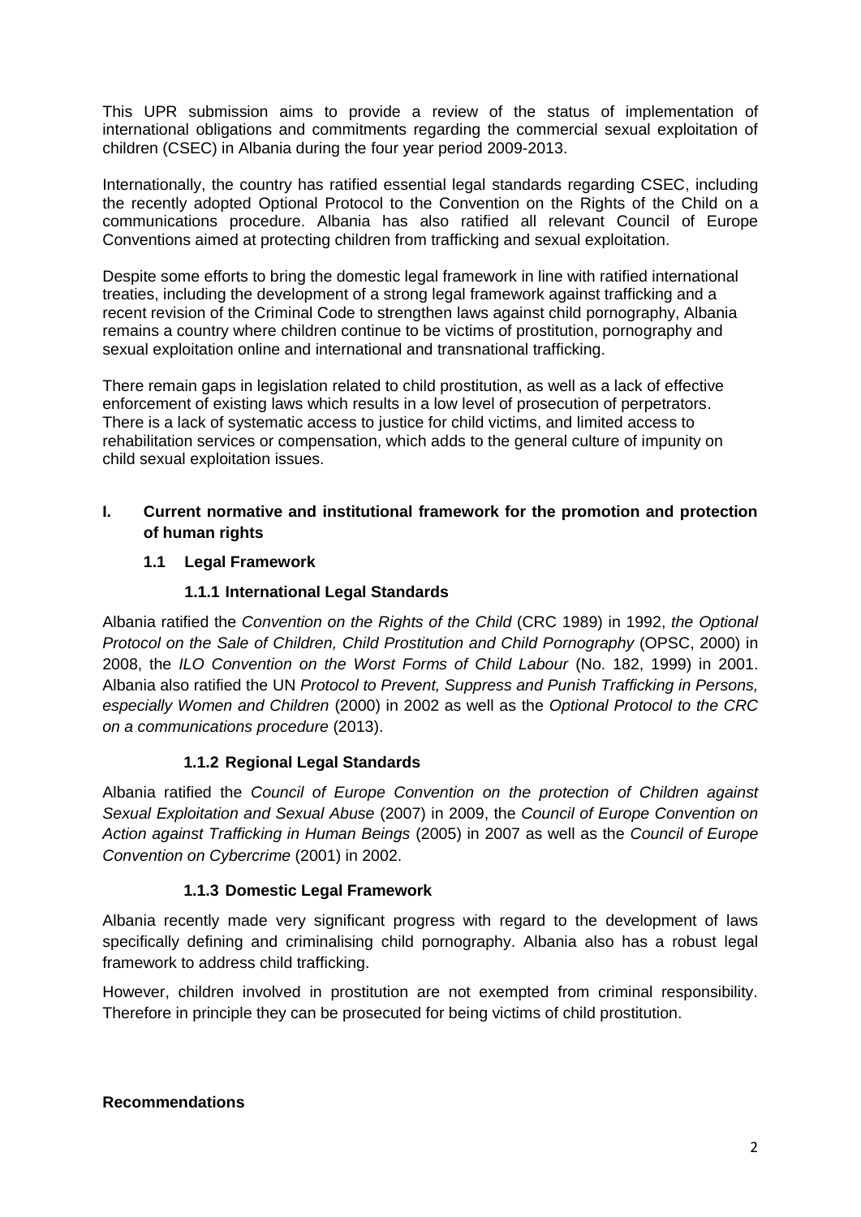This UPR submission aims to provide a review of the status of implementation of international obligations and commitments regarding the commercial sexual exploitation of children (CSEC) in Albania during the four year period 2009-2013.

Internationally, the country has ratified essential legal standards regarding CSEC, including the recently adopted Optional Protocol to the Convention on the Rights of the Child on a communications procedure. Albania has also ratified all relevant Council of Europe Conventions aimed at protecting children from trafficking and sexual exploitation.

Despite some efforts to bring the domestic legal framework in line with ratified international treaties, including the development of a strong legal framework against trafficking and a recent revision of the Criminal Code to strengthen laws against child pornography, Albania remains a country where children continue to be victims of prostitution, pornography and sexual exploitation online and international and transnational trafficking.

There remain gaps in legislation related to child prostitution, as well as a lack of effective enforcement of existing laws which results in a low level of prosecution of perpetrators. There is a lack of systematic access to justice for child victims, and limited access to rehabilitation services or compensation, which adds to the general culture of impunity on child sexual exploitation issues.

## I. Current normative and institutional framework for the promotion and protection of human rights

### 1.1 Legal Framework

#### 1.1.1 International Legal Standards

Albania ratified the *Convention on the Rights of the Child* (CRC 1989) in 1992, *the Optional Protocol on the Sale of Children, Child Prostitution and Child Pornography* (OPSC, 2000) in 2008, the *ILO Convention on the Worst Forms of Child Labour* (No. 182, 1999) in 2001. Albania also ratified the UN *Protocol to Prevent, Suppress and Punish Trafficking in Persons, especially Women and Children* (2000) in 2002 as well as the *Optional Protocol to the CRC on a communications procedure* (2013).

#### 1.1.2 Regional Legal Standards

Albania ratified the *Council of Europe Convention on the protection of Children against Sexual Exploitation and Sexual Abuse* (2007) in 2009, the *Council of Europe Convention on Action against Trafficking in Human Beings* (2005) in 2007 as well as the *Council of Europe Convention on Cybercrime* (2001) in 2002.

#### 1.1.3 Domestic Legal Framework

Albania recently made very significant progress with regard to the development of laws specifically defining and criminalising child pornography. Albania also has a robust legal framework to address child trafficking.

However, children involved in prostitution are not exempted from criminal responsibility. Therefore in principle they can be prosecuted for being victims of child prostitution.

**Recommendations**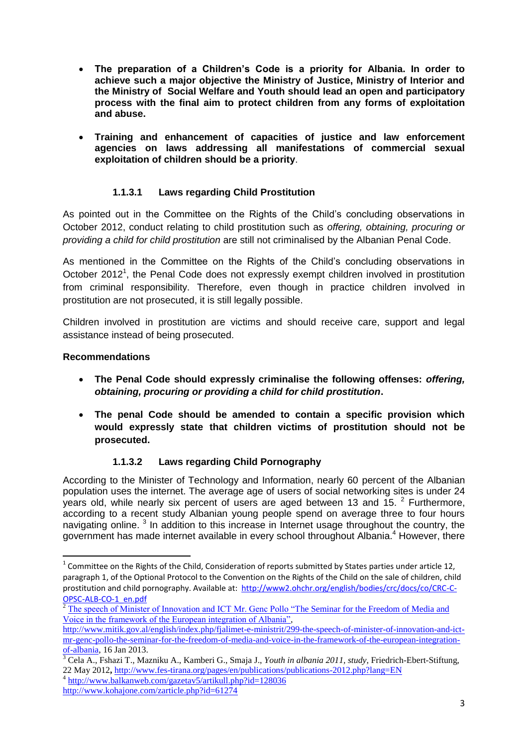- **The preparation of a Children's Code is a priority for Albania. In order to achieve such a major objective the Ministry of Justice, Ministry of Interior and the Ministry of Social Welfare and Youth should lead an open and participatory process with the final aim to protect children from any forms of exploitation and abuse.**

- **Training and enhancement of capacities of justice and law enforcement agencies on laws addressing all manifestations of commercial sexual exploitation of children should be a priority**.

#### 1.1.3.1 Laws regarding Child Prostitution

As pointed out in the Committee on the Rights of the Child's concluding observations in October 2012, conduct relating to child prostitution such as *offering, obtaining, procuring or providing a child for child prostitution* are still not criminalised by the Albanian Penal Code.

As mentioned in the Committee on the Rights of the Child's concluding observations in October 2012[1], the Penal Code does not expressly exempt children involved in prostitution from criminal responsibility. Therefore, even though in practice children involved in prostitution are not prosecuted, it is still legally possible.

Children involved in prostitution are victims and should receive care, support and legal assistance instead of being prosecuted.

**Recommendations**

- **The Penal Code should expressly criminalise the following offenses: *offering, obtaining, procuring or providing a child for child prostitution*.**

- **The penal Code should be amended to contain a specific provision which would expressly state that children victims of prostitution should not be prosecuted.**

#### 1.1.3.2 Laws regarding Child Pornography

According to the Minister of Technology and Information, nearly 60 percent of the Albanian population uses the internet. The average age of users of social networking sites is under 24 years old, while nearly six percent of users are aged between 13 and 15. [2] Furthermore, according to a recent study Albanian young people spend on average three to four hours navigating online. [3] In addition to this increase in Internet usage throughout the country, the government has made internet available in every school throughout Albania.[4] However, there

---

[1] Committee on the Rights of the Child, Consideration of reports submitted by States parties under article 12, paragraph 1, of the Optional Protocol to the Convention on the Rights of the Child on the sale of children, child prostitution and child pornography. Available at: http://www2.ohchr.org/english/bodies/crc/docs/co/CRC-C-OPSC-ALB-CO-1_en.pdf

[2] The speech of Minister of Innovation and ICT Mr. Genc Pollo "The Seminar for the Freedom of Media and Voice in the framework of the European integration of Albania", http://www.mitik.gov.al/english/index.php/fjalimet-e-ministrit/299-the-speech-of-minister-of-innovation-and-ict-mr-genc-pollo-the-seminar-for-the-freedom-of-media-and-voice-in-the-framework-of-the-european-integration-of-albania, 16 Jan 2013.

[3] Cela A., Fshazi T., Mazniku A., Kamberi G., Smaja J., *Youth in albania 2011, study*, Friedrich-Ebert-Stiftung, 22 May 2012, http://www.fes-tirana.org/pages/en/publications/publications-2012.php?lang=EN

[4] http://www.balkanweb.com/gazetav5/artikull.php?id=128036
http://www.kohajone.com/zarticle.php?id=61274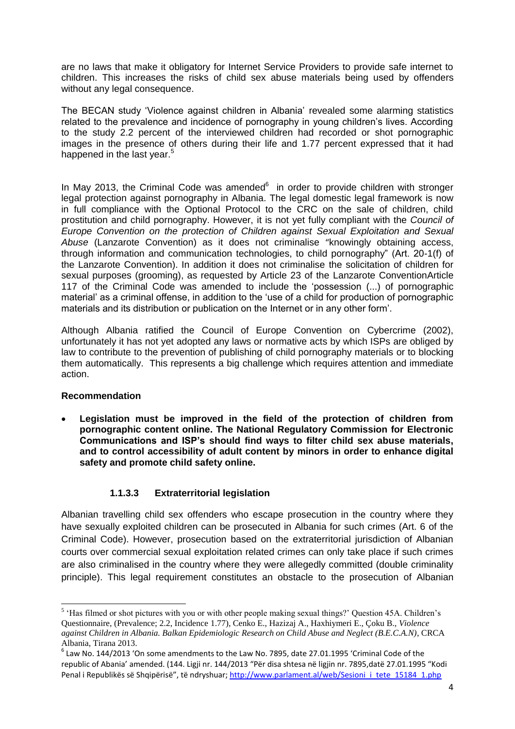are no laws that make it obligatory for Internet Service Providers to provide safe internet to children. This increases the risks of child sex abuse materials being used by offenders without any legal consequence.

The BECAN study 'Violence against children in Albania' revealed some alarming statistics related to the prevalence and incidence of pornography in young children's lives. According to the study 2.2 percent of the interviewed children had recorded or shot pornographic images in the presence of others during their life and 1.77 percent expressed that it had happened in the last year.[5]

In May 2013, the Criminal Code was amended[6] in order to provide children with stronger legal protection against pornography in Albania. The legal domestic legal framework is now in full compliance with the Optional Protocol to the CRC on the sale of children, child prostitution and child pornography. However, it is not yet fully compliant with the *Council of Europe Convention on the protection of Children against Sexual Exploitation and Sexual Abuse* (Lanzarote Convention) as it does not criminalise "knowingly obtaining access, through information and communication technologies, to child pornography" (Art. 20-1(f) of the Lanzarote Convention). In addition it does not criminalise the solicitation of children for sexual purposes (grooming), as requested by Article 23 of the Lanzarote ConventionArticle 117 of the Criminal Code was amended to include the 'possession (...) of pornographic material' as a criminal offense, in addition to the 'use of a child for production of pornographic materials and its distribution or publication on the Internet or in any other form'.

Although Albania ratified the Council of Europe Convention on Cybercrime (2002), unfortunately it has not yet adopted any laws or normative acts by which ISPs are obliged by law to contribute to the prevention of publishing of child pornography materials or to blocking them automatically. This represents a big challenge which requires attention and immediate action.

**Recommendation**

- **Legislation must be improved in the field of the protection of children from pornographic content online. The National Regulatory Commission for Electronic Communications and ISP's should find ways to filter child sex abuse materials, and to control accessibility of adult content by minors in order to enhance digital safety and promote child safety online.**

#### 1.1.3.3 Extraterritorial legislation

Albanian travelling child sex offenders who escape prosecution in the country where they have sexually exploited children can be prosecuted in Albania for such crimes (Art. 6 of the Criminal Code). However, prosecution based on the extraterritorial jurisdiction of Albanian courts over commercial sexual exploitation related crimes can only take place if such crimes are also criminalised in the country where they were allegedly committed (double criminality principle). This legal requirement constitutes an obstacle to the prosecution of Albanian

---

[5] 'Has filmed or shot pictures with you or with other people making sexual things?' Question 45A. Children's Questionnaire, (Prevalence; 2.2, Incidence 1.77), Cenko E., Hazizaj A., Haxhiymeri E., Çoku B., *Violence against Children in Albania. Balkan Epidemiologic Research on Child Abuse and Neglect (B.E.C.A.N)*, CRCA Albania, Tirana 2013.

[6] Law No. 144/2013 'On some amendments to the Law No. 7895, date 27.01.1995 'Criminal Code of the republic of Abania' amended. (144. Ligji nr. 144/2013 "Për disa shtesa në ligjin nr. 7895,datë 27.01.1995 "Kodi Penal i Republikës së Shqipërisë", të ndryshuar; http://www.parlament.al/web/Sesioni_i_tete_15184_1.php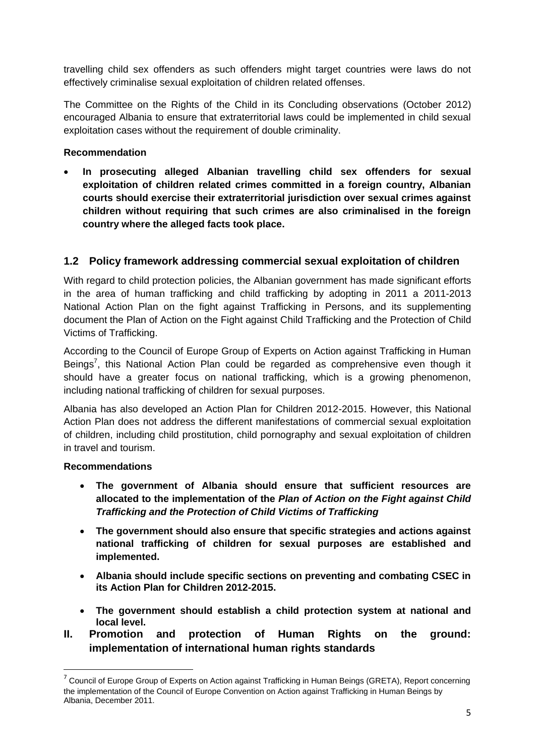travelling child sex offenders as such offenders might target countries were laws do not effectively criminalise sexual exploitation of children related offenses.

The Committee on the Rights of the Child in its Concluding observations (October 2012) encouraged Albania to ensure that extraterritorial laws could be implemented in child sexual exploitation cases without the requirement of double criminality.

**Recommendation**

- **In prosecuting alleged Albanian travelling child sex offenders for sexual exploitation of children related crimes committed in a foreign country, Albanian courts should exercise their extraterritorial jurisdiction over sexual crimes against children without requiring that such crimes are also criminalised in the foreign country where the alleged facts took place.**

## 1.2 Policy framework addressing commercial sexual exploitation of children

With regard to child protection policies, the Albanian government has made significant efforts in the area of human trafficking and child trafficking by adopting in 2011 a 2011-2013 National Action Plan on the fight against Trafficking in Persons, and its supplementing document the Plan of Action on the Fight against Child Trafficking and the Protection of Child Victims of Trafficking.

According to the Council of Europe Group of Experts on Action against Trafficking in Human Beings[7], this National Action Plan could be regarded as comprehensive even though it should have a greater focus on national trafficking, which is a growing phenomenon, including national trafficking of children for sexual purposes.

Albania has also developed an Action Plan for Children 2012-2015. However, this National Action Plan does not address the different manifestations of commercial sexual exploitation of children, including child prostitution, child pornography and sexual exploitation of children in travel and tourism.

**Recommendations**

- **The government of Albania should ensure that sufficient resources are allocated to the implementation of the *Plan of Action on the Fight against Child Trafficking and the Protection of Child Victims of Trafficking***
- **The government should also ensure that specific strategies and actions against national trafficking of children for sexual purposes are established and implemented.**
- **Albania should include specific sections on preventing and combating CSEC in its Action Plan for Children 2012-2015.**
- **The government should establish a child protection system at national and local level.**

# II. Promotion and protection of Human Rights on the ground: implementation of international human rights standards

[7] Council of Europe Group of Experts on Action against Trafficking in Human Beings (GRETA), Report concerning the implementation of the Council of Europe Convention on Action against Trafficking in Human Beings by Albania, December 2011.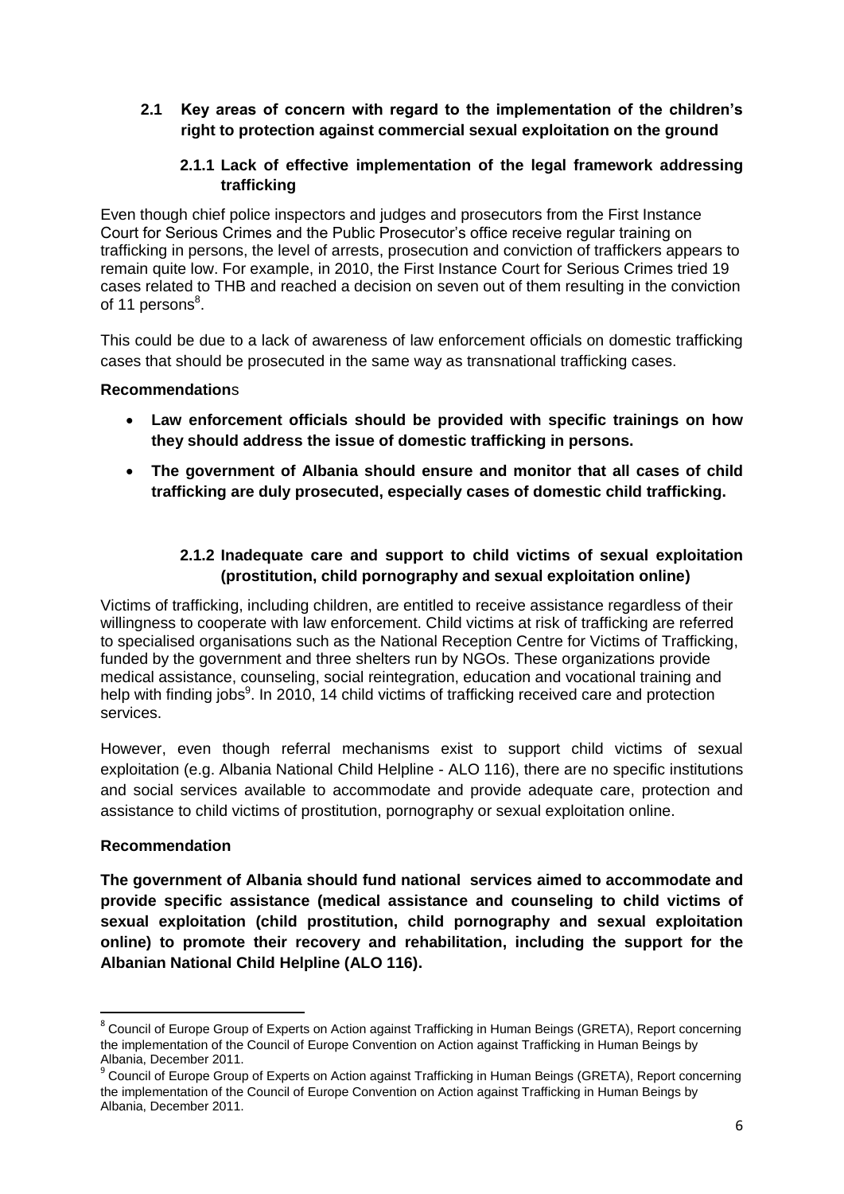### 2.1 Key areas of concern with regard to the implementation of the children's right to protection against commercial sexual exploitation on the ground

#### 2.1.1 Lack of effective implementation of the legal framework addressing trafficking

Even though chief police inspectors and judges and prosecutors from the First Instance Court for Serious Crimes and the Public Prosecutor's office receive regular training on trafficking in persons, the level of arrests, prosecution and conviction of traffickers appears to remain quite low. For example, in 2010, the First Instance Court for Serious Crimes tried 19 cases related to THB and reached a decision on seven out of them resulting in the conviction of 11 persons[8].

This could be due to a lack of awareness of law enforcement officials on domestic trafficking cases that should be prosecuted in the same way as transnational trafficking cases.

**Recommendations**

- **Law enforcement officials should be provided with specific trainings on how they should address the issue of domestic trafficking in persons.**
- **The government of Albania should ensure and monitor that all cases of child trafficking are duly prosecuted, especially cases of domestic child trafficking.**

#### 2.1.2 Inadequate care and support to child victims of sexual exploitation (prostitution, child pornography and sexual exploitation online)

Victims of trafficking, including children, are entitled to receive assistance regardless of their willingness to cooperate with law enforcement. Child victims at risk of trafficking are referred to specialised organisations such as the National Reception Centre for Victims of Trafficking, funded by the government and three shelters run by NGOs. These organizations provide medical assistance, counseling, social reintegration, education and vocational training and help with finding jobs[9]. In 2010, 14 child victims of trafficking received care and protection services.

However, even though referral mechanisms exist to support child victims of sexual exploitation (e.g. Albania National Child Helpline - ALO 116), there are no specific institutions and social services available to accommodate and provide adequate care, protection and assistance to child victims of prostitution, pornography or sexual exploitation online.

**Recommendation**

**The government of Albania should fund national services aimed to accommodate and provide specific assistance (medical assistance and counseling to child victims of sexual exploitation (child prostitution, child pornography and sexual exploitation online) to promote their recovery and rehabilitation, including the support for the Albanian National Child Helpline (ALO 116).**

---

[8] Council of Europe Group of Experts on Action against Trafficking in Human Beings (GRETA), Report concerning the implementation of the Council of Europe Convention on Action against Trafficking in Human Beings by Albania, December 2011.

[9] Council of Europe Group of Experts on Action against Trafficking in Human Beings (GRETA), Report concerning the implementation of the Council of Europe Convention on Action against Trafficking in Human Beings by Albania, December 2011.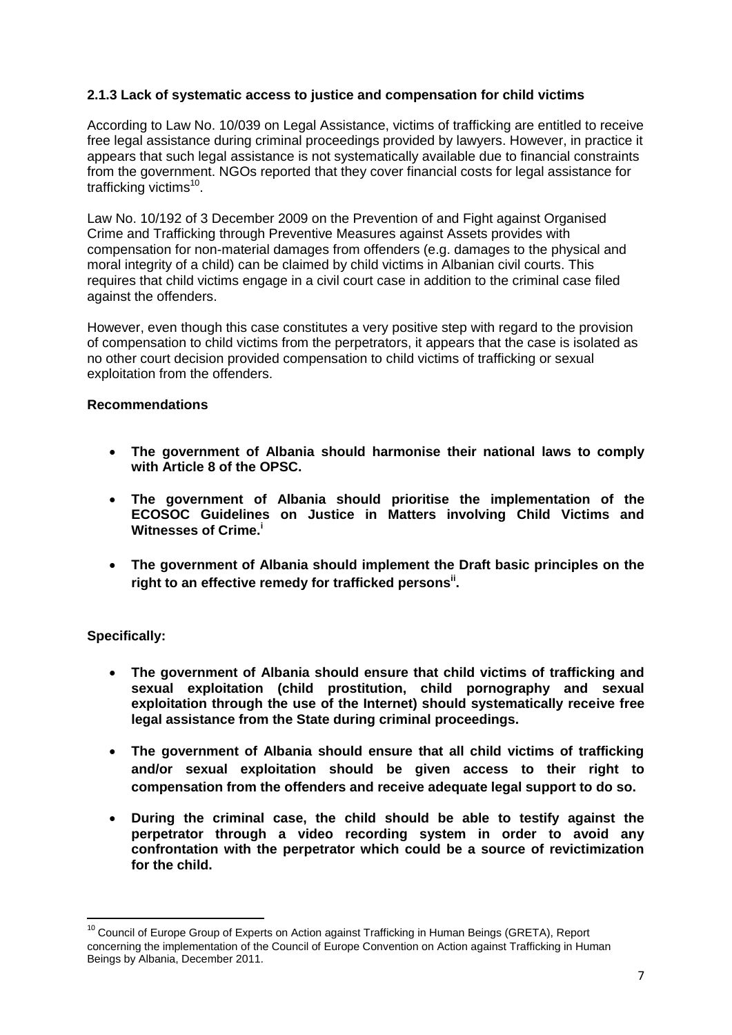### 2.1.3 Lack of systematic access to justice and compensation for child victims

According to Law No. 10/039 on Legal Assistance, victims of trafficking are entitled to receive free legal assistance during criminal proceedings provided by lawyers. However, in practice it appears that such legal assistance is not systematically available due to financial constraints from the government. NGOs reported that they cover financial costs for legal assistance for trafficking victims[10].

Law No. 10/192 of 3 December 2009 on the Prevention of and Fight against Organised Crime and Trafficking through Preventive Measures against Assets provides with compensation for non-material damages from offenders (e.g. damages to the physical and moral integrity of a child) can be claimed by child victims in Albanian civil courts. This requires that child victims engage in a civil court case in addition to the criminal case filed against the offenders.

However, even though this case constitutes a very positive step with regard to the provision of compensation to child victims from the perpetrators, it appears that the case is isolated as no other court decision provided compensation to child victims of trafficking or sexual exploitation from the offenders.

**Recommendations**

- **The government of Albania should harmonise their national laws to comply with Article 8 of the OPSC.**
- **The government of Albania should prioritise the implementation of the ECOSOC Guidelines on Justice in Matters involving Child Victims and Witnesses of Crime.[i]**
- **The government of Albania should implement the Draft basic principles on the right to an effective remedy for trafficked persons[ii].**

**Specifically:**

- **The government of Albania should ensure that child victims of trafficking and sexual exploitation (child prostitution, child pornography and sexual exploitation through the use of the Internet) should systematically receive free legal assistance from the State during criminal proceedings.**
- **The government of Albania should ensure that all child victims of trafficking and/or sexual exploitation should be given access to their right to compensation from the offenders and receive adequate legal support to do so.**
- **During the criminal case, the child should be able to testify against the perpetrator through a video recording system in order to avoid any confrontation with the perpetrator which could be a source of revictimization for the child.**

---

[10] Council of Europe Group of Experts on Action against Trafficking in Human Beings (GRETA), Report concerning the implementation of the Council of Europe Convention on Action against Trafficking in Human Beings by Albania, December 2011.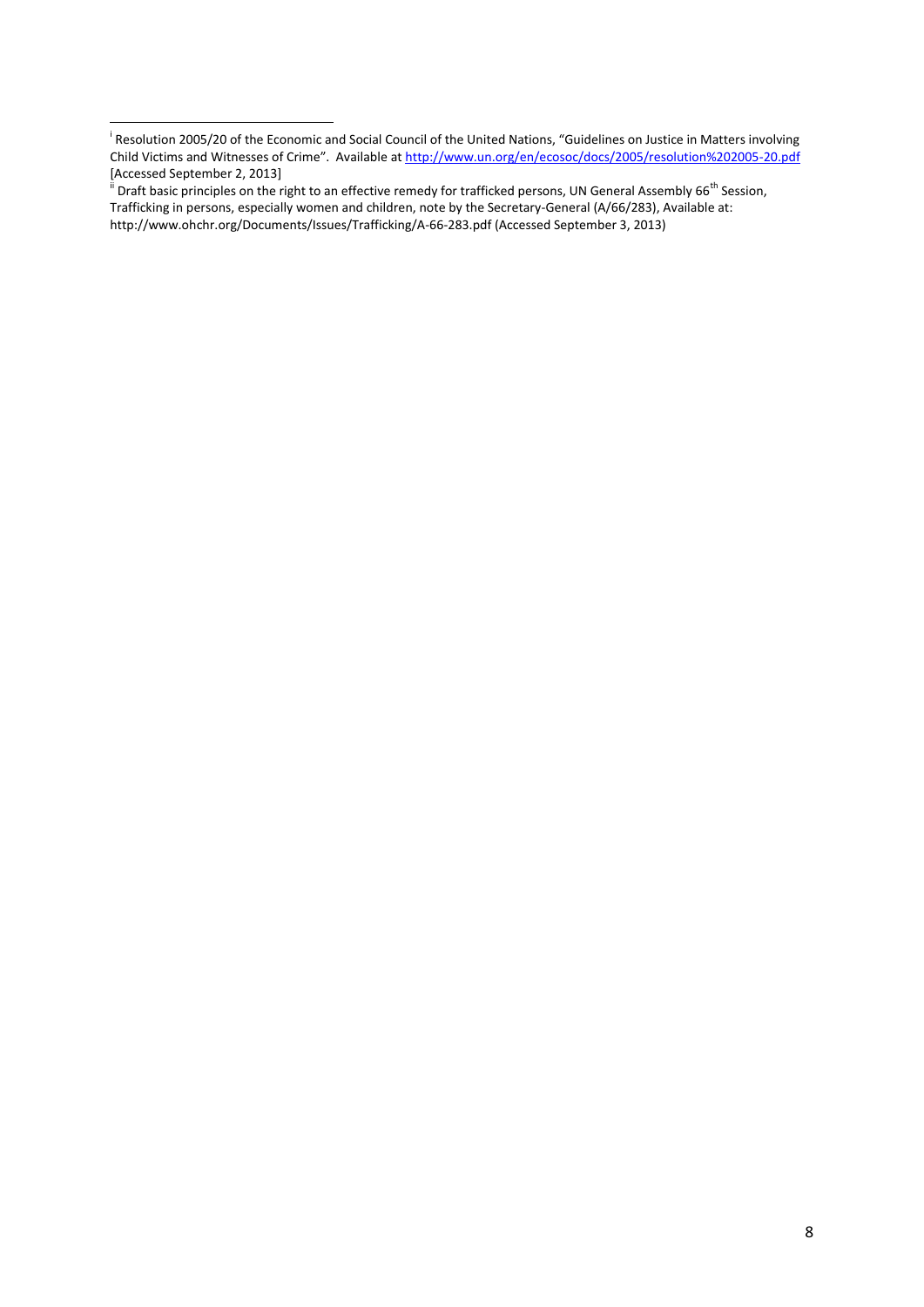[i] Resolution 2005/20 of the Economic and Social Council of the United Nations, "Guidelines on Justice in Matters involving Child Victims and Witnesses of Crime". Available at http://www.un.org/en/ecosoc/docs/2005/resolution%202005-20.pdf [Accessed September 2, 2013]

[ii] Draft basic principles on the right to an effective remedy for trafficked persons, UN General Assembly 66[th] Session, Trafficking in persons, especially women and children, note by the Secretary-General (A/66/283), Available at: http://www.ohchr.org/Documents/Issues/Trafficking/A-66-283.pdf (Accessed September 3, 2013)